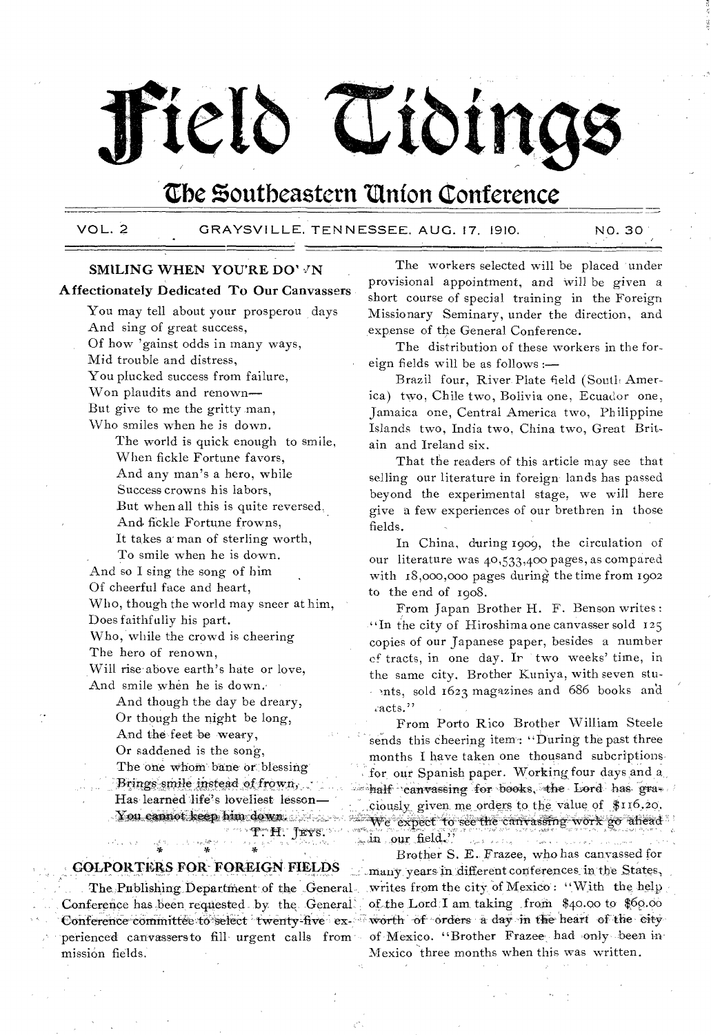# Field Tidings

## The Southeastern Union Conference

VOL. 2 GRAYSVILLE, TENNESSEE, AUG. 17, 1910. NO. 30

### SMILING WHEN YOU'RE DOWN

**Affectionately Dedicated To Our Canvassers**

You may tell about your prosperous days  
And sing of great success,  
Of how 'gainst odds in many ways,  
Mid trouble and distress,  
You plucked success from failure,  
Won plaudits and renown—  
But give to me the gritty man,  
Who smiles when he is down.

The world is quick enough to smile,  
When fickle Fortune favors,  
And any man's a hero, while  
Success crowns his labors,  
But when all this is quite reversed,  
And fickle Fortune frowns,  
It takes a man of sterling worth,  
To smile when he is down.

And so I sing the song of him  
Of cheerful face and heart,  
Who, though the world may sneer at him,  
Does faithfully his part.  
Who, while the crowd is cheering  
The hero of renown,  
Will rise above earth's hate or love,  
And smile when he is down.

And though the day be dreary,  
Or though the night be long,  
And the feet be weary,  
Or saddened is the song,  
The one whom bane or blessing  
Brings smile instead of frown,  
Has learned life's loveliest lesson—  
You cannot keep him down.

T. H. JEYS.

\* \* \*

### COLPORTERS FOR FOREIGN FIELDS

The Publishing Department of the General Conference has been requested by the General Conference committee to select twenty-five experienced canvassers to fill urgent calls from mission fields.

The workers selected will be placed under provisional appointment, and will be given a short course of special training in the Foreign Missionary Seminary, under the direction, and expense of the General Conference.

The distribution of these workers in the foreign fields will be as follows:—

Brazil four, River Plate field (South America) two, Chile two, Bolivia one, Ecuador one, Jamaica one, Central America two, Philippine Islands two, India two, China two, Great Britain and Ireland six.

That the readers of this article may see that selling our literature in foreign lands has passed beyond the experimental stage, we will here give a few experiences of our brethren in those fields.

In China, during 1909, the circulation of our literature was 40,533,400 pages, as compared with 18,000,000 pages during the time from 1902 to the end of 1908.

From Japan Brother H. F. Benson writes: "In the city of Hiroshima one canvasser sold 125 copies of our Japanese paper, besides a number of tracts, in one day. In two weeks' time, in the same city, Brother Kuniya, with seven students, sold 1623 magazines and 686 books and tracts."

From Porto Rico Brother William Steele sends this cheering item: "During the past three months I have taken one thousand subcriptions for our Spanish paper. Working four days and a half canvassing for books, the Lord has graciously given me orders to the value of $116.20. We expect to see the canvassing work go ahead in our field."

Brother S. E. Frazee, who has canvassed for many years in different conferences in the States, writes from the city of Mexico: "With the help of the Lord I am taking from $40.00 to $60.00 worth of orders a day in the heart of the city of Mexico. "Brother Frazee had only been in Mexico three months when this was written.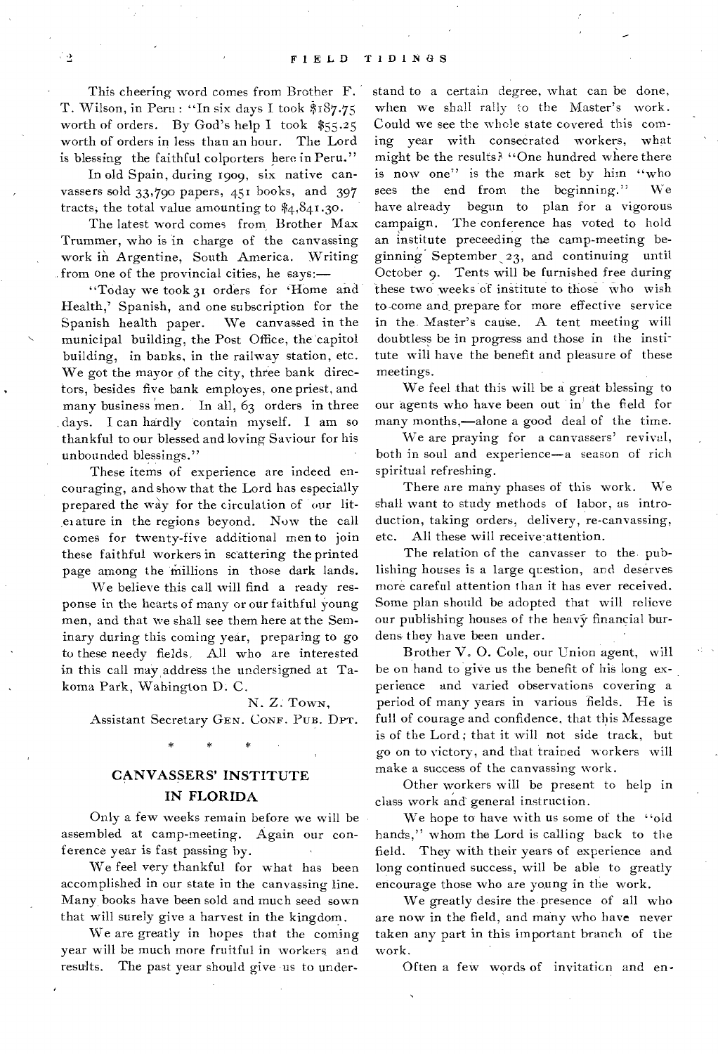This cheering word comes from Brother F. T. Wilson, in Peru: "In six days I took $187.75 worth of orders. By God's help I took $55.25 worth of orders in less than an hour. The Lord is blessing the faithful colporters here in Peru."

In old Spain, during 1909, six native canvassers sold 33,790 papers, 451 books, and 397 tracts, the total value amounting to $4,841.30.

The latest word comes from Brother Max Trummer, who is in charge of the canvassing work in Argentine, South America. Writing from one of the provincial cities, he says:—

"Today we took 31 orders for 'Home and Health,' Spanish, and one subscription for the Spanish health paper. We canvassed in the municipal building, the Post Office, the capitol building, in banks, in the railway station, etc. We got the mayor of the city, three bank directors, besides five bank employes, one priest, and many business men. In all, 63 orders in three days. I can hardly contain myself. I am so thankful to our blessed and loving Saviour for his unbounded blessings."

These items of experience are indeed encouraging, and show that the Lord has especially prepared the way for the circulation of our literature in the regions beyond. Now the call comes for twenty-five additional men to join these faithful workers in scattering the printed page among the millions in those dark lands.

We believe this call will find a ready response in the hearts of many or our faithful young men, and that we shall see them here at the Seminary during this coming year, preparing to go to these needy fields. All who are interested in this call may address the undersigned at Takoma Park, Wahington D. C.

N. Z. TOWN,
Assistant Secretary GEN. CONF. PUB. DPT.

\* \* \*

## CANVASSERS' INSTITUTE IN FLORIDA

Only a few weeks remain before we will be assembled at camp-meeting. Again our conference year is fast passing by.

We feel very thankful for what has been accomplished in our state in the canvassing line. Many books have been sold and much seed sown that will surely give a harvest in the kingdom.

We are greatly in hopes that the coming year will be much more fruitful in workers and results. The past year should give us to understand to a certain degree, what can be done, when we shall rally to the Master's work. Could we see the whole state covered this coming year with consecrated workers, what might be the results? "One hundred where there is now one" is the mark set by him "who sees the end from the beginning." We have already begun to plan for a vigorous campaign. The conference has voted to hold an institute preceeding the camp-meeting beginning September 23, and continuing until October 9. Tents will be furnished free during these two weeks of institute to those who wish to come and prepare for more effective service in the Master's cause. A tent meeting will doubtless be in progress and those in the institute will have the benefit and pleasure of these meetings.

We feel that this will be a great blessing to our agents who have been out in the field for many months,—alone a good deal of the time.

We are praying for a canvassers' revival, both in soul and experience—a season of rich spiritual refreshing.

There are many phases of this work. We shall want to study methods of labor, as introduction, taking orders, delivery, re-canvassing, etc. All these will receive attention.

The relation of the canvasser to the publishing houses is a large question, and deserves more careful attention than it has ever received. Some plan should be adopted that will relieve our publishing houses of the heavy financial burdens they have been under.

Brother V. O. Cole, our Union agent, will be on hand to give us the benefit of his long experience and varied observations covering a period of many years in various fields. He is full of courage and confidence, that this Message is of the Lord; that it will not side track, but go on to victory, and that trained workers will make a success of the canvassing work.

Other workers will be present to help in class work and general instruction.

We hope to have with us some of the "old hands," whom the Lord is calling back to the field. They with their years of experience and long continued success, will be able to greatly encourage those who are young in the work.

We greatly desire the presence of all who are now in the field, and many who have never taken any part in this important branch of the work.

Often a few words of invitation and en-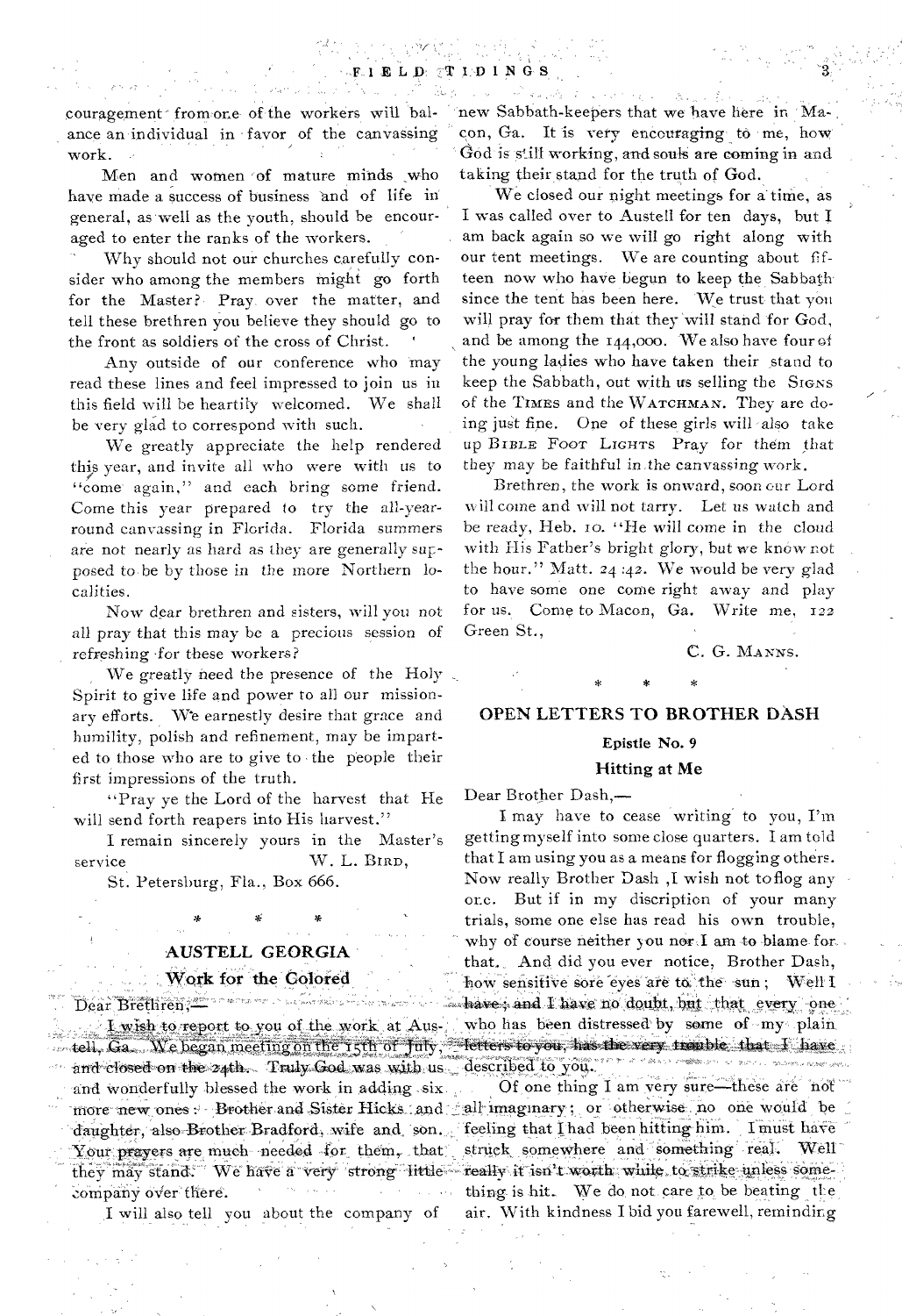couragement from one of the workers will balance an individual in favor of the canvassing work.

Men and women of mature minds who have made a success of business and of life in general, as well as the youth, should be encouraged to enter the ranks of the workers.

Why should not our churches carefully consider who among the members might go forth for the Master? Pray over the matter, and tell these brethren you believe they should go to the front as soldiers of the cross of Christ.

Any outside of our conference who may read these lines and feel impressed to join us in this field will be heartily welcomed. We shall be very glad to correspond with such.

We greatly appreciate the help rendered this year, and invite all who were with us to "come again," and each bring some friend. Come this year prepared to try the all-year-round canvassing in Florida. Florida summers are not nearly as hard as they are generally supposed to be by those in the more Northern localities.

Now dear brethren and sisters, will you not all pray that this may be a precious session of refreshing for these workers?

We greatly need the presence of the Holy Spirit to give life and power to all our missionary efforts. We earnestly desire that grace and humility, polish and refinement, may be imparted to those who are to give to the people their first impressions of the truth.

"Pray ye the Lord of the harvest that He will send forth reapers into His harvest."

I remain sincerely yours in the Master's service W. L. BIRD,

St. Petersburg, Fla., Box 666.

\* \* \*

## AUSTELL GEORGIA

### Work for the Colored

Dear Brethren,—

I wish to report to you of the work at Austell, Ga. We began meeting on the 15th of July, and closed on the 24th. Truly God was with us and wonderfully blessed the work in adding six more new ones: Brother and Sister Hicks and daughter, also Brother Bradford, wife and son. Your prayers are much needed for them, that they may stand. We have a very strong little company over there.

I will also tell you about the company of new Sabbath-keepers that we have here in Macon, Ga. It is very encouraging to me, how God is still working, and souls are coming in and taking their stand for the truth of God.

We closed our night meetings for a time, as I was called over to Austell for ten days, but I am back again so we will go right along with our tent meetings. We are counting about fifteen now who have begun to keep the Sabbath since the tent has been here. We trust that you will pray for them that they will stand for God, and be among the 144,000. We also have four of the young ladies who have taken their stand to keep the Sabbath, out with us selling the SIGNS of the TIMES and the WATCHMAN. They are doing just fine. One of these girls will also take up BIBLE FOOT LIGHTS Pray for them that they may be faithful in the canvassing work.

Brethren, the work is onward, soon our Lord will come and will not tarry. Let us watch and be ready, Heb. 10. "He will come in the cloud with His Father's bright glory, but we know not the hour." Matt. 24:42. We would be very glad to have some one come right away and play for us. Come to Macon, Ga. Write me, 122 Green St.,

C. G. MANNS.

\* \* \*

## OPEN LETTERS TO BROTHER DASH

### Epistle No. 9

### Hitting at Me

Dear Brother Dash,—

I may have to cease writing to you, I'm getting myself into some close quarters. I am told that I am using you as a means for flogging others. Now really Brother Dash ,I wish not to flog any one. But if in my discription of your many trials, some one else has read his own trouble, why of course neither you nor I am to blame for that. And did you ever notice, Brother Dash, how sensitive sore eyes are to the sun; Well I have; and I have no doubt, but that every one who has been distressed by some of my plain letters to you, has the very trouble that I have described to you.

Of one thing I am very sure—these are not all imaginary; or otherwise no one would be feeling that I had been hitting him. I must have struck somewhere and something real. Well really it isn't worth while to strike unless something is hit. We do not care to be beating the air. With kindness I bid you farewell, reminding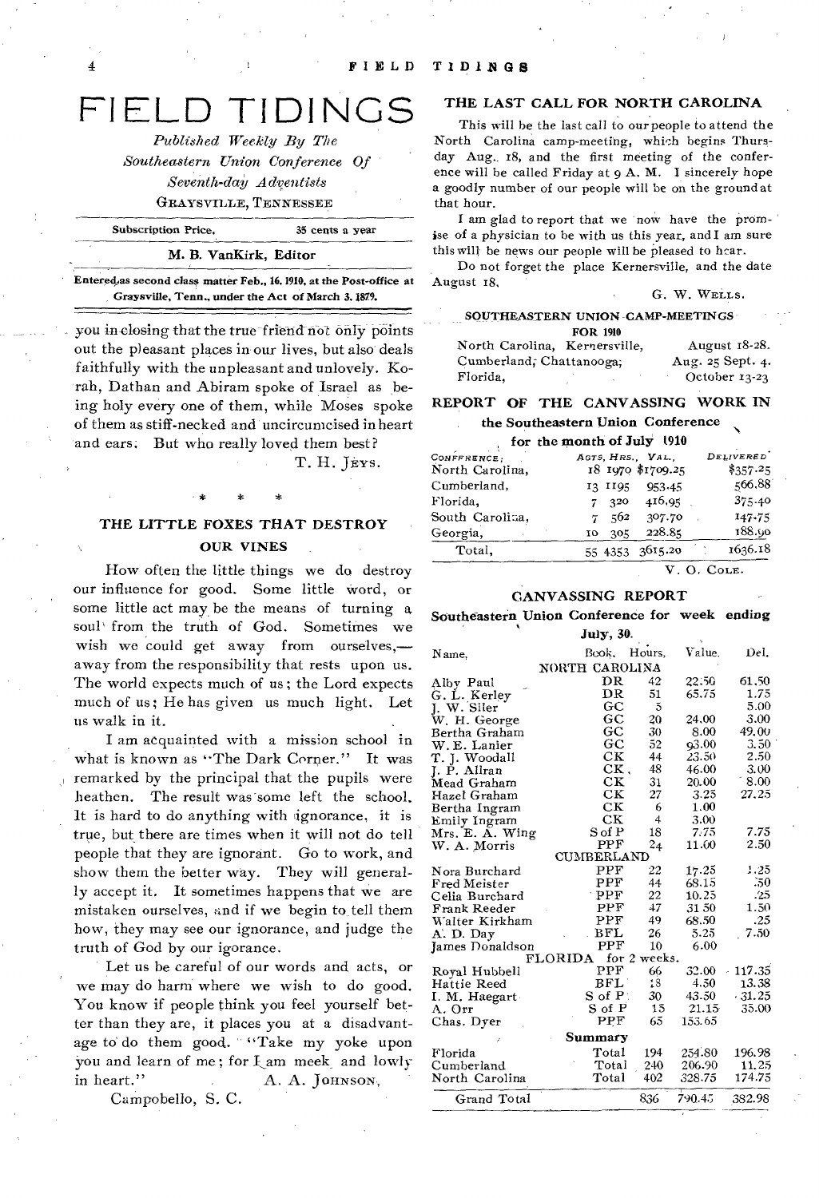# FIELD TIDINGS

*Published Weekly By The Southeastern Union Conference Of Seventh-day Adventists*

GRAYSVILLE, TENNESSEE

Subscription Price, 35 cents a year

**M. B. VanKirk, Editor**

**Entered as second class matter Feb., 16, 1910, at the Post-office at Graysville, Tenn., under the Act of March 3, 1879.**

you in closing that the true friend not only points out the pleasant places in our lives, but also deals faithfully with the unpleasant and unlovely. Korah, Dathan and Abiram spoke of Israel as being holy every one of them, while Moses spoke of them as stiff-necked and uncircumcised in heart and ears. But who really loved them best?

T. H. JEYS.

\* \* \*

## THE LITTLE FOXES THAT DESTROY OUR VINES

How often the little things we do destroy our influence for good. Some little word, or some little act may be the means of turning a soul from the truth of God. Sometimes we wish we could get away from ourselves,—away from the responsibility that rests upon us. The world expects much of us; the Lord expects much of us; He has given us much light. Let us walk in it.

I am acquainted with a mission school in what is known as "The Dark Corner." It was remarked by the principal that the pupils were heathen. The result was some left the school. It is hard to do anything with ignorance, it is true, but there are times when it will not do tell people that they are ignorant. Go to work, and show them the better way. They will generally accept it. It sometimes happens that we are mistaken ourselves, and if we begin to tell them how, they may see our ignorance, and judge the truth of God by our igorance.

Let us be careful of our words and acts, or we may do harm where we wish to do good. You know if people think you feel yourself better than they are, it places you at a disadvantage to do them good. "Take my yoke upon you and learn of me; for I am meek and lowly in heart."

A. A. JOHNSON,

Campobello, S. C.

## THE LAST CALL FOR NORTH CAROLINA

This will be the last call to our people to attend the North Carolina camp-meeting, which begins Thursday Aug. 18, and the first meeting of the conference will be called Friday at 9 A. M. I sincerely hope a goodly number of our people will be on the ground at that hour.

I am glad to report that we now have the promise of a physician to be with us this year, and I am sure this will be news our people will be pleased to hear.

Do not forget the place Kernersville, and the date August 18.

G. W. WELLS.

### SOUTHEASTERN UNION CAMP-MEETINGS FOR 1910

| | | |
|---|---|---|
| North Carolina, | Kernersville, | August 18-28. |
| Cumberland, | Chattanooga, | Aug. 25 Sept. 4. |
| Florida, | | October 13-23 |

## REPORT OF THE CANVASSING WORK IN the Southeastern Union Conference for the month of July 1910

| CONFERENCE, | AGTS, | HRS., | VAL., | DELIVERED |
|---|---|---|---|---|
| North Carolina, | 18 | 1970 | $1709.25 | $357.25 |
| Cumberland, | 13 | 1195 | 953.45 | 566.88 |
| Florida, | 7 | 320 | 416.95 | 375.40 |
| South Carolina, | 7 | 562 | 307.70 | 147.75 |
| Georgia, | 10 | 305 | 228.85 | 188.90 |
| Total, | 55 | 4353 | 3615.20 | 1636.18 |

V. O. COLE.

## CANVASSING REPORT

**Southeastern Union Conference for week ending July, 30.**

| Name, | Book. | Hours, | Value. | Del. |
|---|---|---|---|---|
| **NORTH CAROLINA** | | | | |
| Alby Paul | DR | 42 | 22.50 | 61.50 |
| G. L. Kerley | DR | 51 | 65.75 | 1.75 |
| J. W. Siler | GC | 5 | | 5.00 |
| W. H. George | GC | 20 | 24.00 | 3.00 |
| Bertha Graham | GC | 30 | 8.00 | 49.00 |
| W. E. Lanier | GC | 52 | 93.00 | 3.50 |
| T. J. Woodall | CK | 44 | 23.50 | 2.50 |
| J. P. Allran | CK | 48 | 46.00 | 3.00 |
| Mead Graham | CK | 31 | 20.00 | 8.00 |
| Hazel Graham | CK | 27 | 3.25 | 27.25 |
| Bertha Ingram | CK | 6 | 1.00 | |
| Emily Ingram | CK | 4 | 3.00 | |
| Mrs. E. A. Wing | S of P | 18 | 7.75 | 7.75 |
| W. A. Morris | PPF | 24 | 11.00 | 2.50 |
| **CUMBERLAND** | | | | |
| Nora Burchard | PPF | 22 | 17.25 | 1.25 |
| Fred Meister | PPF | 44 | 68.15 | .50 |
| Celia Burchard | PPF | 22 | 10.25 | .25 |
| Frank Reeder | PPF | 47 | 31 50 | 1.50 |
| Walter Kirkham | PPF | 49 | 68.50 | .25 |
| A. D. Day | BFL | 26 | 5.25 | 7.50 |
| James Donaldson | PPF | 10 | 6.00 | |
| **FLORIDA for 2 weeks.** | | | | |
| Royal Hubbell | PPF | 66 | 32.00 | 117.35 |
| Hattie Reed | BFL | 18 | 4.50 | 13.38 |
| I. M. Haegert | S of P | 30 | 43.50 | 31.25 |
| A. Orr | S of P | 15 | 21.15 | 35.00 |
| Chas. Dyer | PPF | 65 | 153.65 | |
| **Summary** | | | | |
| Florida | Total | 194 | 254.80 | 196.98 |
| Cumberland | Total | 240 | 206.90 | 11.25 |
| North Carolina | Total | 402 | 328.75 | 174.75 |
| Grand Total | | 836 | 790.45 | 382.98 |